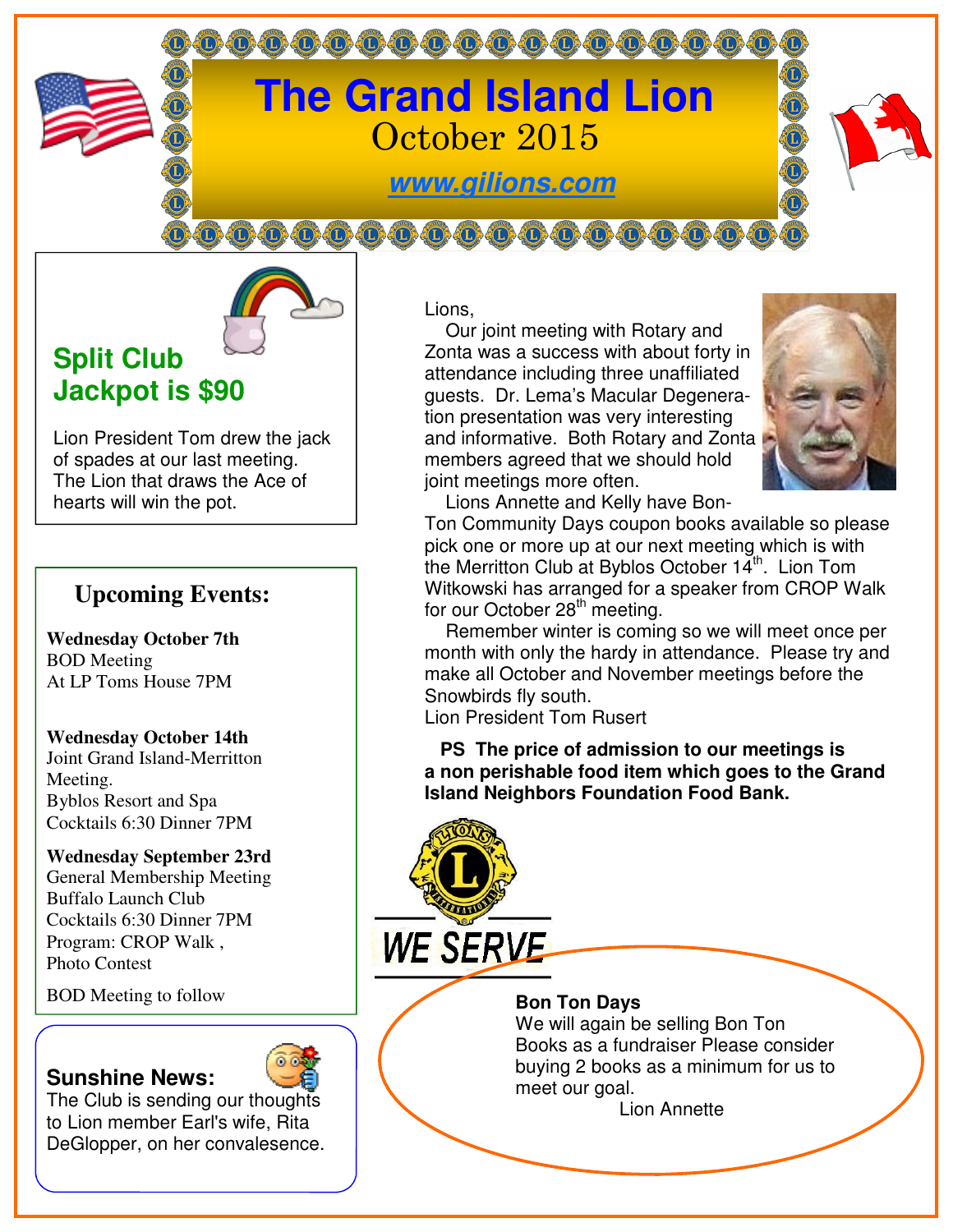# The Grand Island Lion

October 2015

www.gilions.com

## Split Club Jackpot is $90

Lion President Tom drew the jack of spades at our last meeting. The Lion that draws the Ace of hearts will win the pot.

## Upcoming Events:

**Wednesday October 7th**
BOD Meeting
At LP Toms House 7PM

**Wednesday October 14th**
Joint Grand Island-Merritton Meeting.
Byblos Resort and Spa
Cocktails 6:30 Dinner 7PM

**Wednesday September 23rd**
General Membership Meeting
Buffalo Launch Club
Cocktails 6:30 Dinner 7PM
Program: CROP Walk ,
Photo Contest

BOD Meeting to follow

## Sunshine News:

The Club is sending our thoughts to Lion member Earl's wife, Rita DeGlopper, on her convalesence.

Lions,

Our joint meeting with Rotary and Zonta was a success with about forty in attendance including three unaffiliated guests. Dr. Lema's Macular Degeneration presentation was very interesting and informative. Both Rotary and Zonta members agreed that we should hold joint meetings more often.

Lions Annette and Kelly have Bon-Ton Community Days coupon books available so please pick one or more up at our next meeting which is with the Merritton Club at Byblos October 14th. Lion Tom Witkowski has arranged for a speaker from CROP Walk for our October 28th meeting.

Remember winter is coming so we will meet once per month with only the hardy in attendance. Please try and make all October and November meetings before the Snowbirds fly south.

Lion President Tom Rusert

**PS The price of admission to our meetings is a non perishable food item which goes to the Grand Island Neighbors Foundation Food Bank.**

WE SERVE

**Bon Ton Days**
We will again be selling Bon Ton Books as a fundraiser Please consider buying 2 books as a minimum for us to meet our goal.
Lion Annette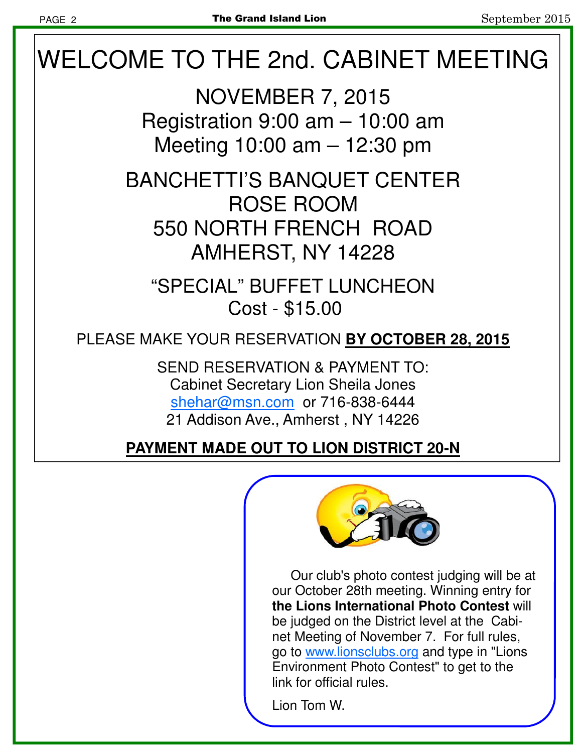# WELCOME TO THE 2nd. CABINET MEETING

## NOVEMBER 7, 2015

Registration 9:00 am – 10:00 am
Meeting 10:00 am – 12:30 pm

BANCHETTI'S BANQUET CENTER
ROSE ROOM
550 NORTH FRENCH ROAD
AMHERST, NY 14228

"SPECIAL" BUFFET LUNCHEON
Cost - $15.00

PLEASE MAKE YOUR RESERVATION **BY OCTOBER 28, 2015**

SEND RESERVATION & PAYMENT TO:
Cabinet Secretary Lion Sheila Jones
shehar@msn.com or 716-838-6444
21 Addison Ave., Amherst , NY 14226

**PAYMENT MADE OUT TO LION DISTRICT 20-N**

Our club's photo contest judging will be at our October 28th meeting. Winning entry for **the Lions International Photo Contest** will be judged on the District level at the Cabinet Meeting of November 7. For full rules, go to www.lionsclubs.org and type in "Lions Environment Photo Contest" to get to the link for official rules.

Lion Tom W.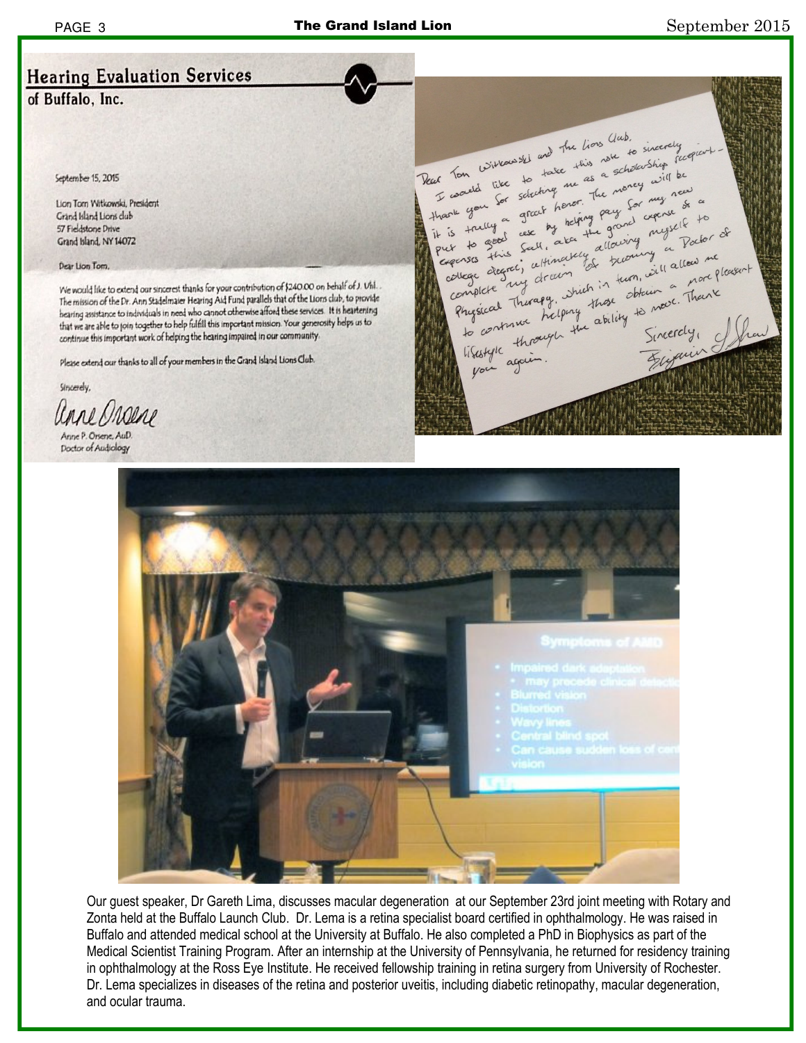## Hearing Evaluation Services of Buffalo, Inc.

September 15, 2015

Lion Tom Witkowski, President
Grand Island Lions club
57 Fieldstone Drive
Grand Island, NY 14072

Dear Lion Tom,

We would like to extend our sincerest thanks for your contribution of $240.00 on behalf of J. Uhl. The mission of the Dr. Ann Stadelmaier Hearing Aid Fund parallels that of the Lions club, to provide hearing assistance to individuals in need who cannot otherwise afford these services. It is heartening that we are able to join together to help fulfill this important mission. Your generosity helps us to continue this important work of helping the hearing impaired in our community.

Please extend our thanks to all of your members in the Grand Island Lions Club.

Sincerely,

Anne Orsene

Anne P. Orsene, AuD.
Doctor of Audiology

---

Dear Tom Witkowski and the Lions Club,

I would like to take this note to sincerely thank you for selecting me as a scholarship recipient - it is truly a great honor. The money will be put to good use by helping pay for my new expenses this fall, aka the grand expense of a college degree; ultimately allowing myself to complete my dream of becoming a Doctor of Physical Therapy, which in turn, will allow me to continue helping those obtain a more pleasant lifestyle through the ability to move. Thank you again.

Sincerely,
Benjamin J. Shaw

---

Our guest speaker, Dr Gareth Lima, discusses macular degeneration at our September 23rd joint meeting with Rotary and Zonta held at the Buffalo Launch Club. Dr. Lema is a retina specialist board certified in ophthalmology. He was raised in Buffalo and attended medical school at the University at Buffalo. He also completed a PhD in Biophysics as part of the Medical Scientist Training Program. After an internship at the University of Pennsylvania, he returned for residency training in ophthalmology at the Ross Eye Institute. He received fellowship training in retina surgery from University of Rochester. Dr. Lema specializes in diseases of the retina and posterior uveitis, including diabetic retinopathy, macular degeneration, and ocular trauma.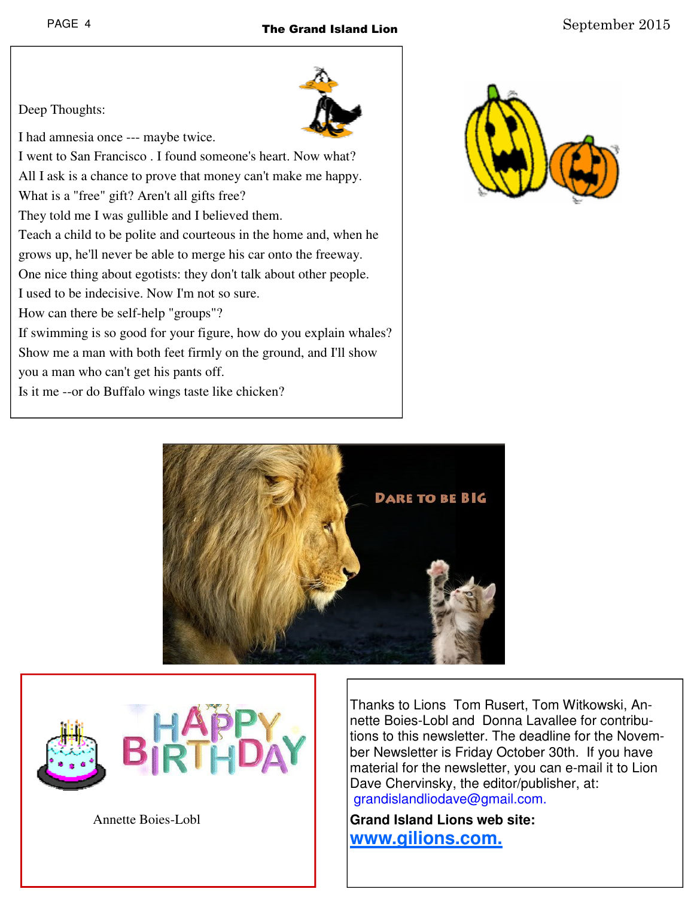Deep Thoughts:

I had amnesia once --- maybe twice.
I went to San Francisco . I found someone's heart. Now what?
All I ask is a chance to prove that money can't make me happy.
What is a "free" gift? Aren't all gifts free?
They told me I was gullible and I believed them.
Teach a child to be polite and courteous in the home and, when he grows up, he'll never be able to merge his car onto the freeway.
One nice thing about egotists: they don't talk about other people.
I used to be indecisive. Now I'm not so sure.
How can there be self-help "groups"?
If swimming is so good for your figure, how do you explain whales?
Show me a man with both feet firmly on the ground, and I'll show you a man who can't get his pants off.
Is it me --or do Buffalo wings taste like chicken?

DARE TO BE BIG

HAPPY BIRTHDAY

Annette Boies-Lobl

Thanks to Lions Tom Rusert, Tom Witkowski, Annette Boies-Lobl and Donna Lavallee for contributions to this newsletter. The deadline for the November Newsletter is Friday October 30th. If you have material for the newsletter, you can e-mail it to Lion Dave Chervinsky, the editor/publisher, at: grandislandliodave@gmail.com.

**Grand Island Lions web site:**
**www.gilions.com.**